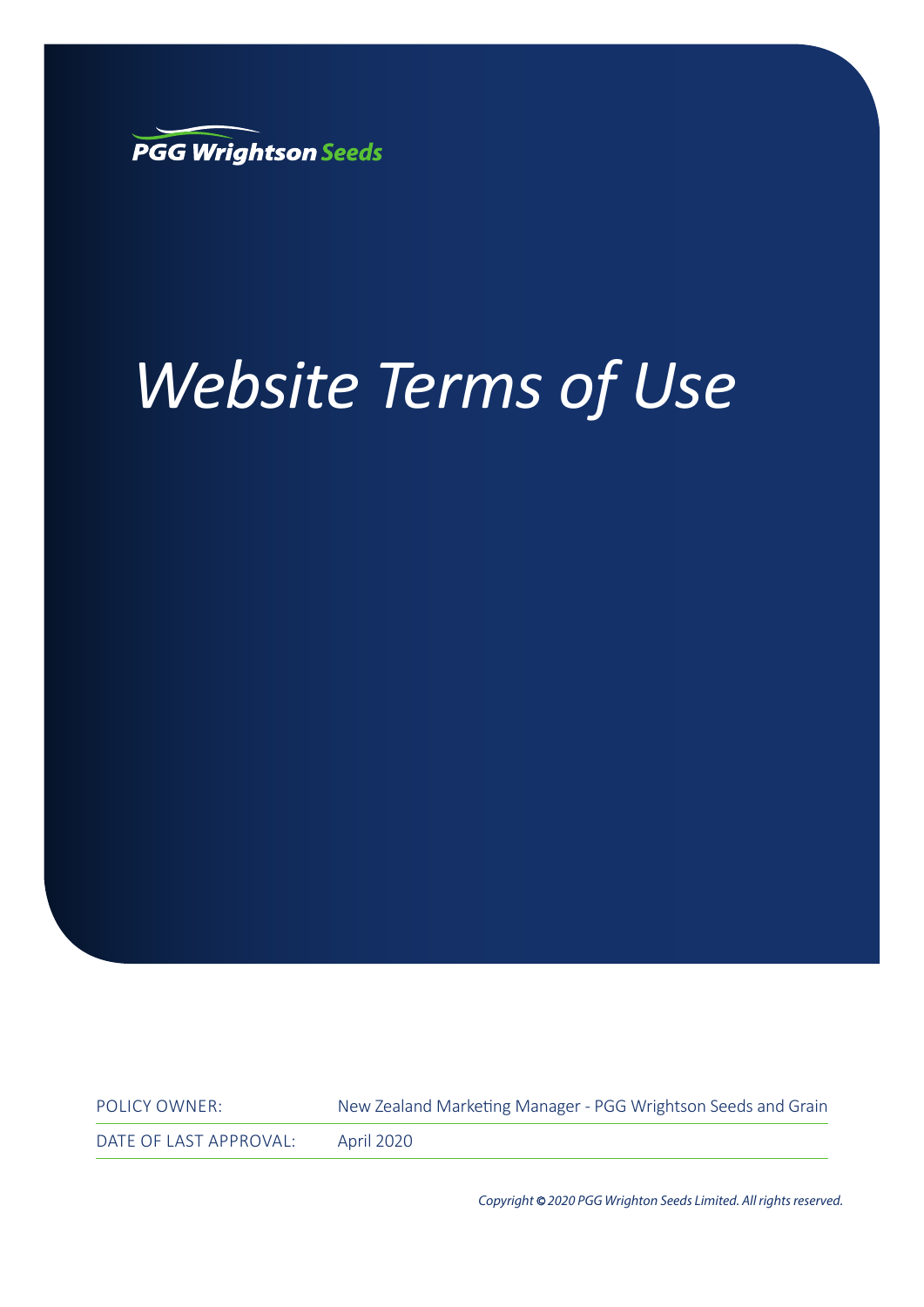PGG Wrightson Seeds

# *Website Terms of Use*

| POLICY OWNER: | New Zealand Marketing Manager - PGG Wrightson Seeds and Grain |
| --- | --- |
| DATE OF LAST APPROVAL: | April 2020 |

*Copyright © 2020 PGG Wrighton Seeds Limited. All rights reserved.*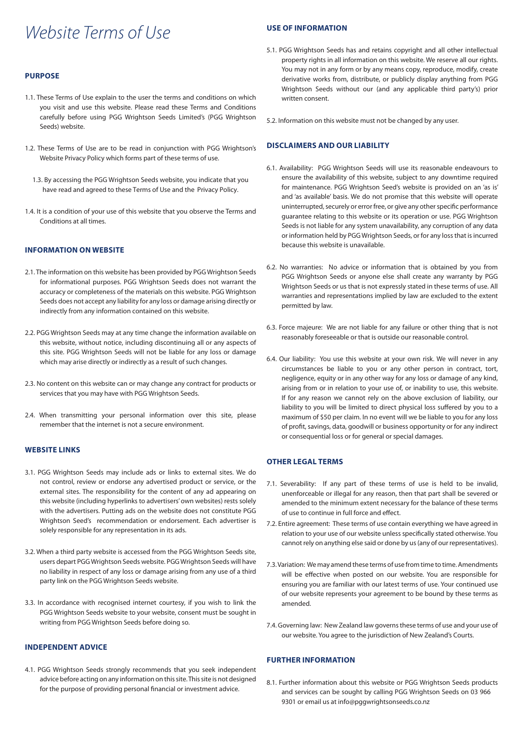# *Website Terms of Use*

## PURPOSE

1.1. These Terms of Use explain to the user the terms and conditions on which you visit and use this website. Please read these Terms and Conditions carefully before using PGG Wrightson Seeds Limited's (PGG Wrightson Seeds) website.

1.2. These Terms of Use are to be read in conjunction with PGG Wrightson's Website Privacy Policy which forms part of these terms of use.

1.3. By accessing the PGG Wrightson Seeds website, you indicate that you have read and agreed to these Terms of Use and the Privacy Policy.

1.4. It is a condition of your use of this website that you observe the Terms and Conditions at all times.

## INFORMATION ON WEBSITE

2.1. The information on this website has been provided by PGG Wrightson Seeds for informational purposes. PGG Wrightson Seeds does not warrant the accuracy or completeness of the materials on this website. PGG Wrightson Seeds does not accept any liability for any loss or damage arising directly or indirectly from any information contained on this website.

2.2. PGG Wrightson Seeds may at any time change the information available on this website, without notice, including discontinuing all or any aspects of this site. PGG Wrightson Seeds will not be liable for any loss or damage which may arise directly or indirectly as a result of such changes.

2.3. No content on this website can or may change any contract for products or services that you may have with PGG Wrightson Seeds.

2.4. When transmitting your personal information over this site, please remember that the internet is not a secure environment.

## WEBSITE LINKS

3.1. PGG Wrightson Seeds may include ads or links to external sites. We do not control, review or endorse any advertised product or service, or the external sites. The responsibility for the content of any ad appearing on this website (including hyperlinks to advertisers' own websites) rests solely with the advertisers. Putting ads on the website does not constitute PGG Wrightson Seed's recommendation or endorsement. Each advertiser is solely responsible for any representation in its ads.

3.2. When a third party website is accessed from the PGG Wrightson Seeds site, users depart PGG Wrightson Seeds website. PGG Wrightson Seeds will have no liability in respect of any loss or damage arising from any use of a third party link on the PGG Wrightson Seeds website.

3.3. In accordance with recognised internet courtesy, if you wish to link the PGG Wrightson Seeds website to your website, consent must be sought in writing from PGG Wrightson Seeds before doing so.

## INDEPENDENT ADVICE

4.1. PGG Wrightson Seeds strongly recommends that you seek independent advice before acting on any information on this site. This site is not designed for the purpose of providing personal financial or investment advice.

## USE OF INFORMATION

5.1. PGG Wrightson Seeds has and retains copyright and all other intellectual property rights in all information on this website. We reserve all our rights. You may not in any form or by any means copy, reproduce, modify, create derivative works from, distribute, or publicly display anything from PGG Wrightson Seeds without our (and any applicable third party's) prior written consent.

5.2. Information on this website must not be changed by any user.

## DISCLAIMERS AND OUR LIABILITY

6.1. Availability: PGG Wrightson Seeds will use its reasonable endeavours to ensure the availability of this website, subject to any downtime required for maintenance. PGG Wrightson Seed's website is provided on an 'as is' and 'as available' basis. We do not promise that this website will operate uninterrupted, securely or error free, or give any other specific performance guarantee relating to this website or its operation or use. PGG Wrightson Seeds is not liable for any system unavailability, any corruption of any data or information held by PGG Wrightson Seeds, or for any loss that is incurred because this website is unavailable.

6.2. No warranties: No advice or information that is obtained by you from PGG Wrightson Seeds or anyone else shall create any warranty by PGG Wrightson Seeds or us that is not expressly stated in these terms of use. All warranties and representations implied by law are excluded to the extent permitted by law.

6.3. Force majeure: We are not liable for any failure or other thing that is not reasonably foreseeable or that is outside our reasonable control.

6.4. Our liability: You use this website at your own risk. We will never in any circumstances be liable to you or any other person in contract, tort, negligence, equity or in any other way for any loss or damage of any kind, arising from or in relation to your use of, or inability to use, this website. If for any reason we cannot rely on the above exclusion of liability, our liability to you will be limited to direct physical loss suffered by you to a maximum of $50 per claim. In no event will we be liable to you for any loss of profit, savings, data, goodwill or business opportunity or for any indirect or consequential loss or for general or special damages.

## OTHER LEGAL TERMS

7.1. Severability: If any part of these terms of use is held to be invalid, unenforceable or illegal for any reason, then that part shall be severed or amended to the minimum extent necessary for the balance of these terms of use to continue in full force and effect.

7.2. Entire agreement: These terms of use contain everything we have agreed in relation to your use of our website unless specifically stated otherwise. You cannot rely on anything else said or done by us (any of our representatives).

7.3. Variation: We may amend these terms of use from time to time. Amendments will be effective when posted on our website. You are responsible for ensuring you are familiar with our latest terms of use. Your continued use of our website represents your agreement to be bound by these terms as amended.

7.4. Governing law: New Zealand law governs these terms of use and your use of our website. You agree to the jurisdiction of New Zealand's Courts.

## FURTHER INFORMATION

8.1. Further information about this website or PGG Wrightson Seeds products and services can be sought by calling PGG Wrightson Seeds on 03 966 9301 or email us at info@pggwrightsonseeds.co.nz